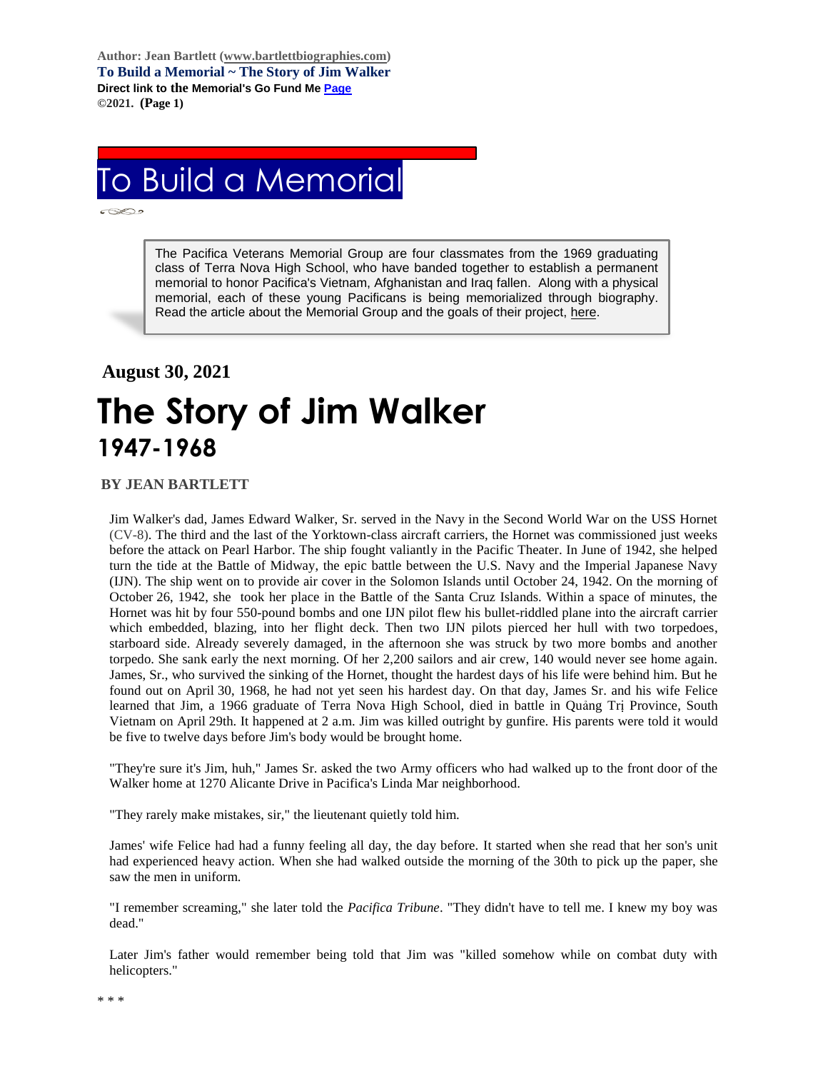Author: Jean Bartlett (www.bartlettbiographies.com)
**To Build a Memorial ~ The Story of Jim Walker**
**Direct link to the Memorial's Go Fund Me Page**
**©2021. (Page 1)**

# To Build a Memorial

The Pacifica Veterans Memorial Group are four classmates from the 1969 graduating class of Terra Nova High School, who have banded together to establish a permanent memorial to honor Pacifica's Vietnam, Afghanistan and Iraq fallen. Along with a physical memorial, each of these young Pacificans is being memorialized through biography. Read the article about the Memorial Group and the goals of their project, here.

**August 30, 2021**

# The Story of Jim Walker

## 1947-1968

**BY JEAN BARTLETT**

Jim Walker's dad, James Edward Walker, Sr. served in the Navy in the Second World War on the USS Hornet (CV-8). The third and the last of the Yorktown-class aircraft carriers, the Hornet was commissioned just weeks before the attack on Pearl Harbor. The ship fought valiantly in the Pacific Theater. In June of 1942, she helped turn the tide at the Battle of Midway, the epic battle between the U.S. Navy and the Imperial Japanese Navy (IJN). The ship went on to provide air cover in the Solomon Islands until October 24, 1942. On the morning of October 26, 1942, she took her place in the Battle of the Santa Cruz Islands. Within a space of minutes, the Hornet was hit by four 550-pound bombs and one IJN pilot flew his bullet-riddled plane into the aircraft carrier which embedded, blazing, into her flight deck. Then two IJN pilots pierced her hull with two torpedoes, starboard side. Already severely damaged, in the afternoon she was struck by two more bombs and another torpedo. She sank early the next morning. Of her 2,200 sailors and air crew, 140 would never see home again. James, Sr., who survived the sinking of the Hornet, thought the hardest days of his life were behind him. But he found out on April 30, 1968, he had not yet seen his hardest day. On that day, James Sr. and his wife Felice learned that Jim, a 1966 graduate of Terra Nova High School, died in battle in Quảng Trị Province, South Vietnam on April 29th. It happened at 2 a.m. Jim was killed outright by gunfire. His parents were told it would be five to twelve days before Jim's body would be brought home.

"They're sure it's Jim, huh," James Sr. asked the two Army officers who had walked up to the front door of the Walker home at 1270 Alicante Drive in Pacifica's Linda Mar neighborhood.

"They rarely make mistakes, sir," the lieutenant quietly told him.

James' wife Felice had had a funny feeling all day, the day before. It started when she read that her son's unit had experienced heavy action. When she had walked outside the morning of the 30th to pick up the paper, she saw the men in uniform.

"I remember screaming," she later told the *Pacifica Tribune*. "They didn't have to tell me. I knew my boy was dead."

Later Jim's father would remember being told that Jim was "killed somehow while on combat duty with helicopters."

* * *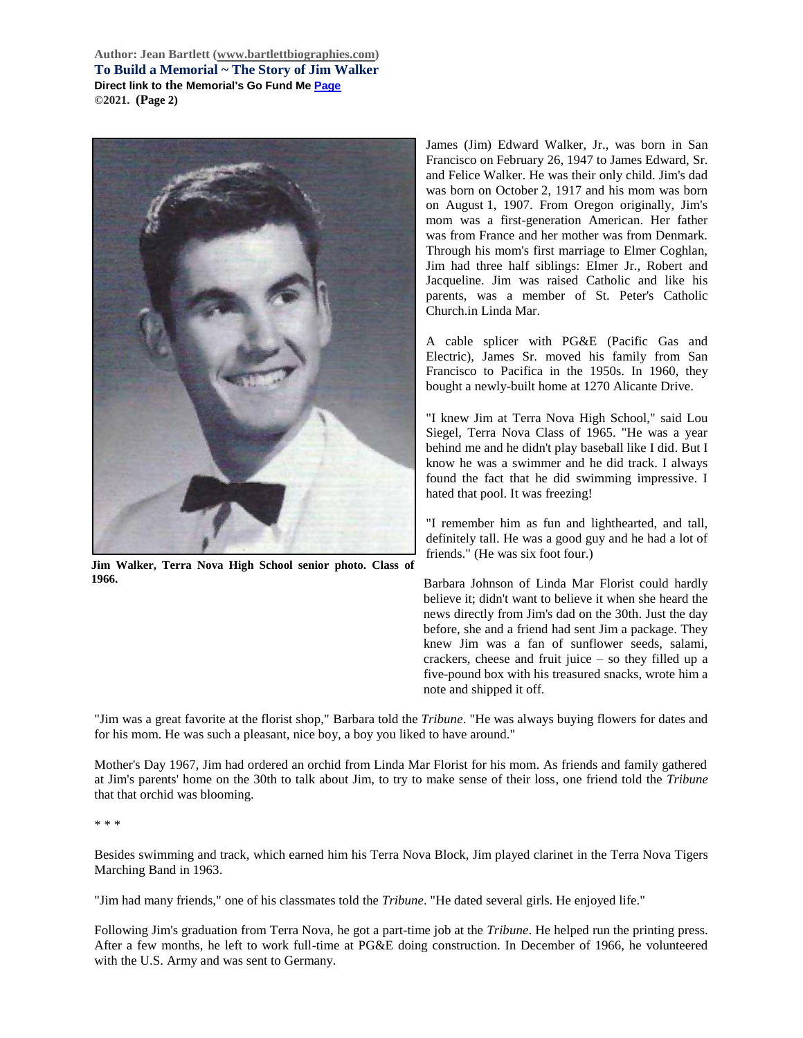Jim Walker, Terra Nova High School senior photo. Class of 1966.

James (Jim) Edward Walker, Jr., was born in San Francisco on February 26, 1947 to James Edward, Sr. and Felice Walker. He was their only child. Jim's dad was born on October 2, 1917 and his mom was born on August 1, 1907. From Oregon originally, Jim's mom was a first-generation American. Her father was from France and her mother was from Denmark. Through his mom's first marriage to Elmer Coghlan, Jim had three half siblings: Elmer Jr., Robert and Jacqueline. Jim was raised Catholic and like his parents, was a member of St. Peter's Catholic Church.in Linda Mar.

A cable splicer with PG&E (Pacific Gas and Electric), James Sr. moved his family from San Francisco to Pacifica in the 1950s. In 1960, they bought a newly-built home at 1270 Alicante Drive.

"I knew Jim at Terra Nova High School," said Lou Siegel, Terra Nova Class of 1965. "He was a year behind me and he didn't play baseball like I did. But I know he was a swimmer and he did track. I always found the fact that he did swimming impressive. I hated that pool. It was freezing!

"I remember him as fun and lighthearted, and tall, definitely tall. He was a good guy and he had a lot of friends." (He was six foot four.)

Barbara Johnson of Linda Mar Florist could hardly believe it; didn't want to believe it when she heard the news directly from Jim's dad on the 30th. Just the day before, she and a friend had sent Jim a package. They knew Jim was a fan of sunflower seeds, salami, crackers, cheese and fruit juice – so they filled up a five-pound box with his treasured snacks, wrote him a note and shipped it off.

"Jim was a great favorite at the florist shop," Barbara told the *Tribune*. "He was always buying flowers for dates and for his mom. He was such a pleasant, nice boy, a boy you liked to have around."

Mother's Day 1967, Jim had ordered an orchid from Linda Mar Florist for his mom. As friends and family gathered at Jim's parents' home on the 30th to talk about Jim, to try to make sense of their loss, one friend told the *Tribune* that that orchid was blooming.

\* \* \*

Besides swimming and track, which earned him his Terra Nova Block, Jim played clarinet in the Terra Nova Tigers Marching Band in 1963.

"Jim had many friends," one of his classmates told the *Tribune*. "He dated several girls. He enjoyed life."

Following Jim's graduation from Terra Nova, he got a part-time job at the *Tribune*. He helped run the printing press. After a few months, he left to work full-time at PG&E doing construction. In December of 1966, he volunteered with the U.S. Army and was sent to Germany.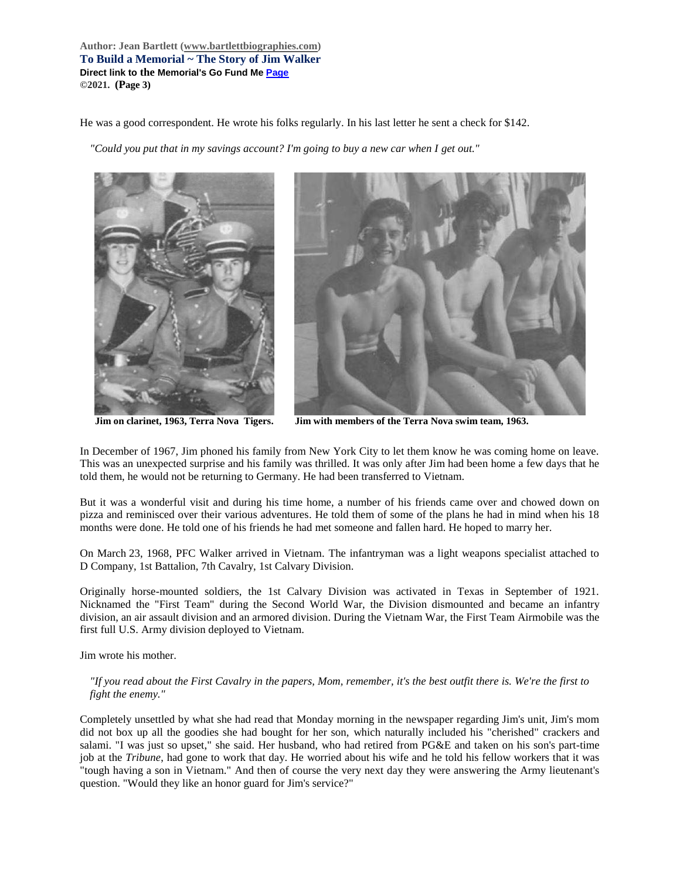He was a good correspondent. He wrote his folks regularly. In his last letter he sent a check for $142.

*"Could you put that in my savings account? I'm going to buy a new car when I get out."*

**Jim on clarinet, 1963, Terra Nova Tigers.** **Jim with members of the Terra Nova swim team, 1963.**

In December of 1967, Jim phoned his family from New York City to let them know he was coming home on leave. This was an unexpected surprise and his family was thrilled. It was only after Jim had been home a few days that he told them, he would not be returning to Germany. He had been transferred to Vietnam.

But it was a wonderful visit and during his time home, a number of his friends came over and chowed down on pizza and reminisced over their various adventures. He told them of some of the plans he had in mind when his 18 months were done. He told one of his friends he had met someone and fallen hard. He hoped to marry her.

On March 23, 1968, PFC Walker arrived in Vietnam. The infantryman was a light weapons specialist attached to D Company, 1st Battalion, 7th Cavalry, 1st Calvary Division.

Originally horse-mounted soldiers, the 1st Calvary Division was activated in Texas in September of 1921. Nicknamed the "First Team" during the Second World War, the Division dismounted and became an infantry division, an air assault division and an armored division. During the Vietnam War, the First Team Airmobile was the first full U.S. Army division deployed to Vietnam.

Jim wrote his mother.

*"If you read about the First Cavalry in the papers, Mom, remember, it's the best outfit there is. We're the first to fight the enemy."*

Completely unsettled by what she had read that Monday morning in the newspaper regarding Jim's unit, Jim's mom did not box up all the goodies she had bought for her son, which naturally included his "cherished" crackers and salami. "I was just so upset," she said. Her husband, who had retired from PG&E and taken on his son's part-time job at the *Tribune*, had gone to work that day. He worried about his wife and he told his fellow workers that it was "tough having a son in Vietnam." And then of course the very next day they were answering the Army lieutenant's question. "Would they like an honor guard for Jim's service?"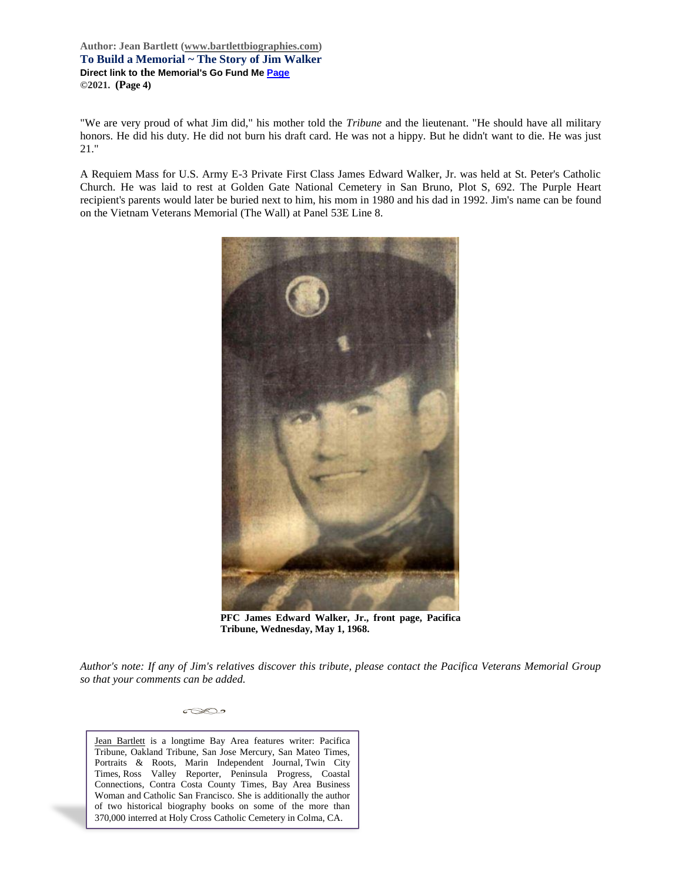"We are very proud of what Jim did," his mother told the *Tribune* and the lieutenant. "He should have all military honors. He did his duty. He did not burn his draft card. He was not a hippy. But he didn't want to die. He was just 21."

A Requiem Mass for U.S. Army E-3 Private First Class James Edward Walker, Jr. was held at St. Peter's Catholic Church. He was laid to rest at Golden Gate National Cemetery in San Bruno, Plot S, 692. The Purple Heart recipient's parents would later be buried next to him, his mom in 1980 and his dad in 1992. Jim's name can be found on the Vietnam Veterans Memorial (The Wall) at Panel 53E Line 8.

**PFC James Edward Walker, Jr., front page, Pacifica Tribune, Wednesday, May 1, 1968.**

*Author's note: If any of Jim's relatives discover this tribute, please contact the Pacifica Veterans Memorial Group so that your comments can be added.*

Jean Bartlett is a longtime Bay Area features writer: Pacifica Tribune, Oakland Tribune, San Jose Mercury, San Mateo Times, Portraits & Roots, Marin Independent Journal, Twin City Times, Ross Valley Reporter, Peninsula Progress, Coastal Connections, Contra Costa County Times, Bay Area Business Woman and Catholic San Francisco. She is additionally the author of two historical biography books on some of the more than 370,000 interred at Holy Cross Catholic Cemetery in Colma, CA.